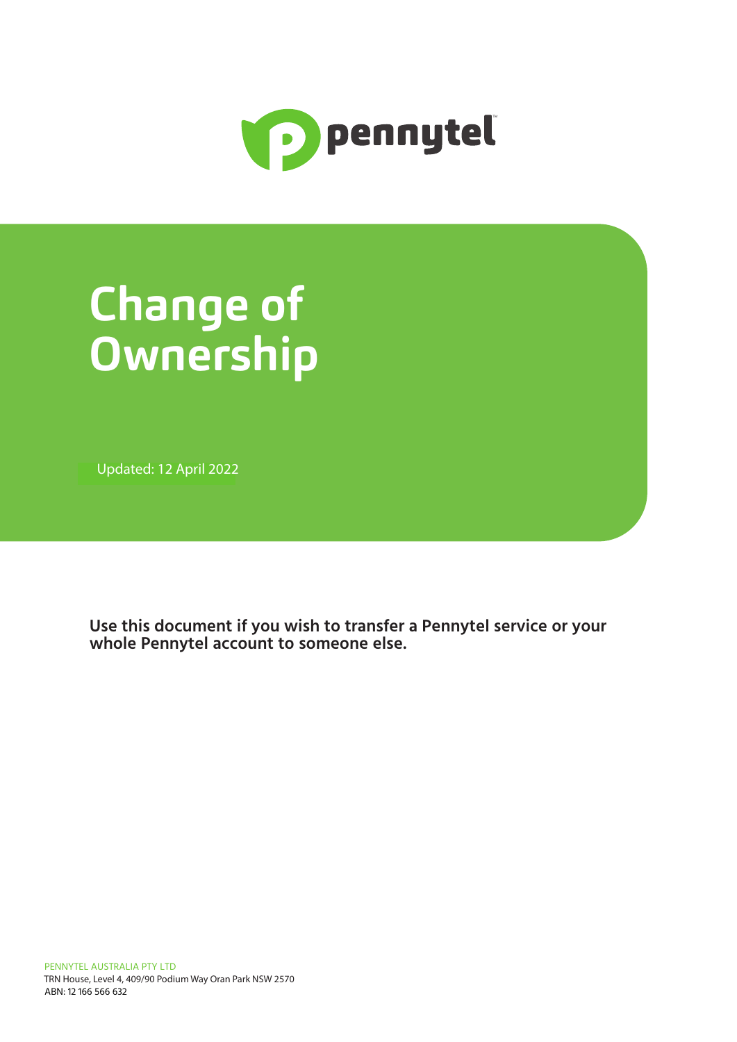pennytel

# Change of Ownership

Updated: 12 April 2022

**Use this document if you wish to transfer a Pennytel service or your whole Pennytel account to someone else.**

PENNYTEL AUSTRALIA PTY LTD
TRN House, Level 4, 409/90 Podium Way Oran Park NSW 2570
ABN: 12 166 566 632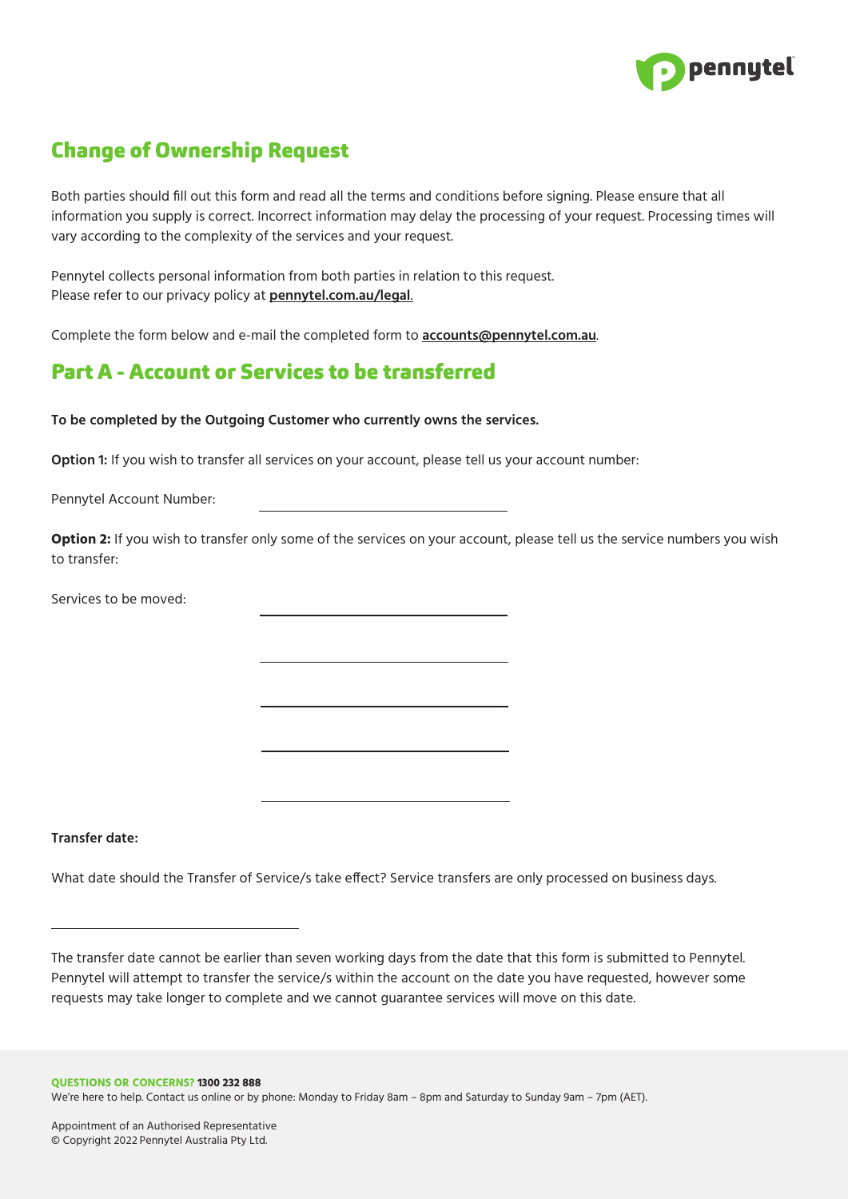## Change of Ownership Request

Both parties should fill out this form and read all the terms and conditions before signing. Please ensure that all information you supply is correct. Incorrect information may delay the processing of your request. Processing times will vary according to the complexity of the services and your request.

Pennytel collects personal information from both parties in relation to this request.
Please refer to our privacy policy at **pennytel.com.au/legal**.

Complete the form below and e-mail the completed form to **accounts@pennytel.com.au**.

## Part A - Account or Services to be transferred

**To be completed by the Outgoing Customer who currently owns the services.**

**Option 1:** If you wish to transfer all services on your account, please tell us your account number:

Pennytel Account Number: ______________________________

**Option 2:** If you wish to transfer only some of the services on your account, please tell us the service numbers you wish to transfer:

Services to be moved: ______________________________

______________________________

______________________________

______________________________

______________________________

**Transfer date:**

What date should the Transfer of Service/s take effect? Service transfers are only processed on business days.

______________________________

The transfer date cannot be earlier than seven working days from the date that this form is submitted to Pennytel. Pennytel will attempt to transfer the service/s within the account on the date you have requested, however some requests may take longer to complete and we cannot guarantee services will move on this date.

**QUESTIONS OR CONCERNS? 1300 232 888**
We're here to help. Contact us online or by phone: Monday to Friday 8am – 8pm and Saturday to Sunday 9am – 7pm (AET).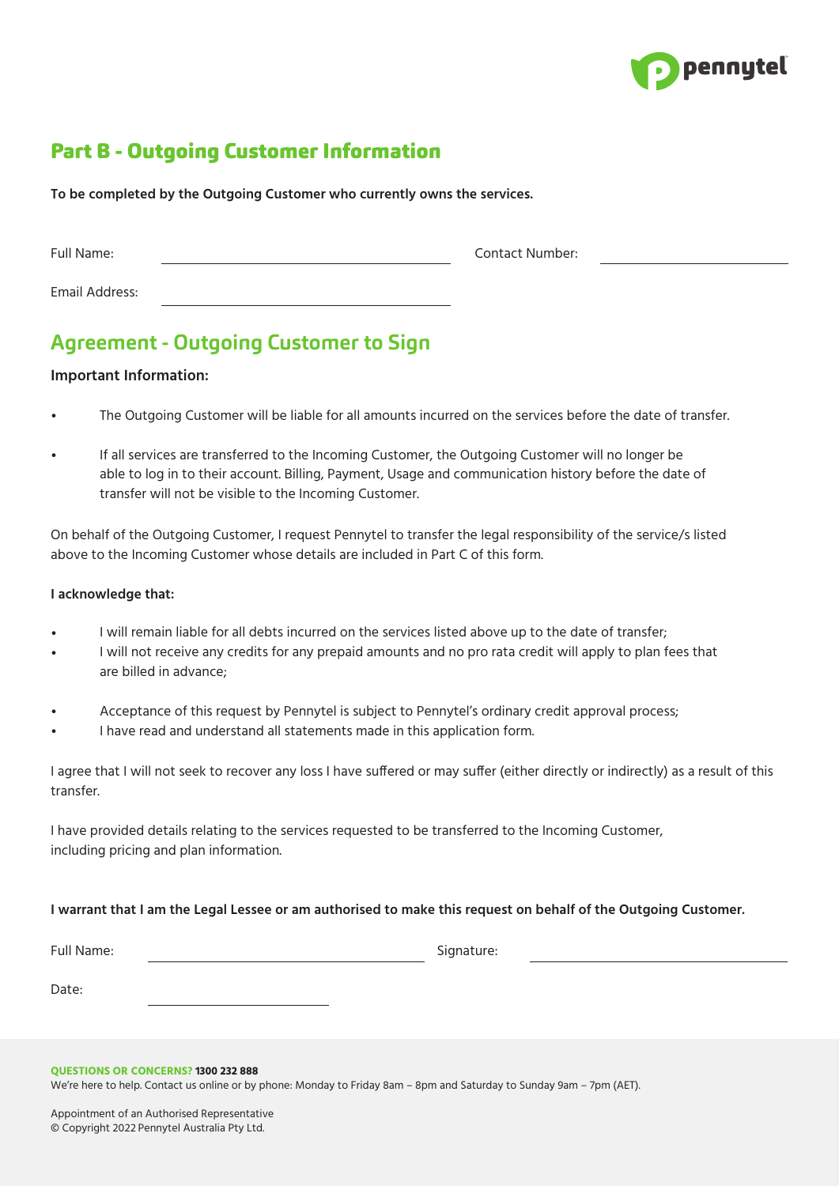## Part B - Outgoing Customer Information

**To be completed by the Outgoing Customer who currently owns the services.**

Full Name: ______________________ Contact Number: ______________________

Email Address: ______________________

## Agreement - Outgoing Customer to Sign

### Important Information:

- The Outgoing Customer will be liable for all amounts incurred on the services before the date of transfer.
- If all services are transferred to the Incoming Customer, the Outgoing Customer will no longer be able to log in to their account. Billing, Payment, Usage and communication history before the date of transfer will not be visible to the Incoming Customer.

On behalf of the Outgoing Customer, I request Pennytel to transfer the legal responsibility of the service/s listed above to the Incoming Customer whose details are included in Part C of this form.

**I acknowledge that:**

- I will remain liable for all debts incurred on the services listed above up to the date of transfer;
- I will not receive any credits for any prepaid amounts and no pro rata credit will apply to plan fees that are billed in advance;
- Acceptance of this request by Pennytel is subject to Pennytel's ordinary credit approval process;
- I have read and understand all statements made in this application form.

I agree that I will not seek to recover any loss I have suffered or may suffer (either directly or indirectly) as a result of this transfer.

I have provided details relating to the services requested to be transferred to the Incoming Customer, including pricing and plan information.

**I warrant that I am the Legal Lessee or am authorised to make this request on behalf of the Outgoing Customer.**

Full Name: ______________________ Signature: ______________________

Date: ______________________

**QUESTIONS OR CONCERNS? 1300 232 888**
We're here to help. Contact us online or by phone: Monday to Friday 8am – 8pm and Saturday to Sunday 9am – 7pm (AET).

Appointment of an Authorised Representative
© Copyright 2022 Pennytel Australia Pty Ltd.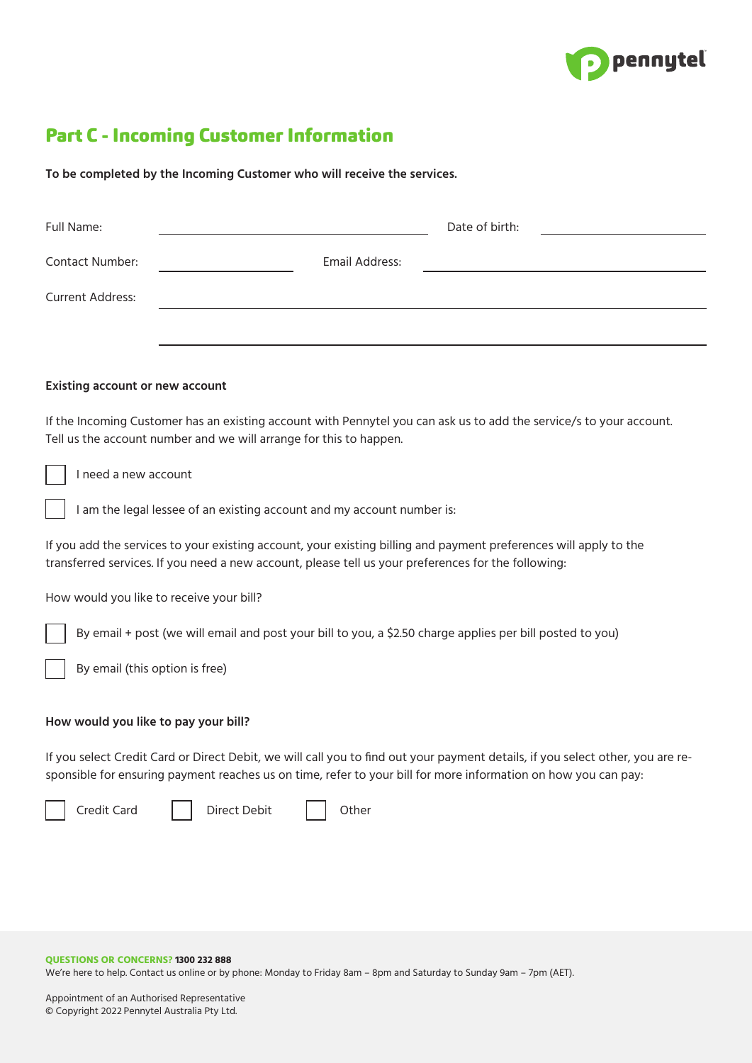## Part C - Incoming Customer Information

**To be completed by the Incoming Customer who will receive the services.**

Full Name: ______________________ Date of birth: ______________

Contact Number: ______________ Email Address: ______________________

Current Address: ______________________________________________

______________________________________________

**Existing account or new account**

If the Incoming Customer has an existing account with Pennytel you can ask us to add the service/s to your account. Tell us the account number and we will arrange for this to happen.

☐ I need a new account

☐ I am the legal lessee of an existing account and my account number is:

If you add the services to your existing account, your existing billing and payment preferences will apply to the transferred services. If you need a new account, please tell us your preferences for the following:

How would you like to receive your bill?

☐ By email + post (we will email and post your bill to you, a $2.50 charge applies per bill posted to you)

☐ By email (this option is free)

**How would you like to pay your bill?**

If you select Credit Card or Direct Debit, we will call you to find out your payment details, if you select other, you are responsible for ensuring payment reaches us on time, refer to your bill for more information on how you can pay:

☐ Credit Card ☐ Direct Debit ☐ Other

**QUESTIONS OR CONCERNS? 1300 232 888**
We're here to help. Contact us online or by phone: Monday to Friday 8am – 8pm and Saturday to Sunday 9am – 7pm (AET).

Appointment of an Authorised Representative
© Copyright 2022 Pennytel Australia Pty Ltd.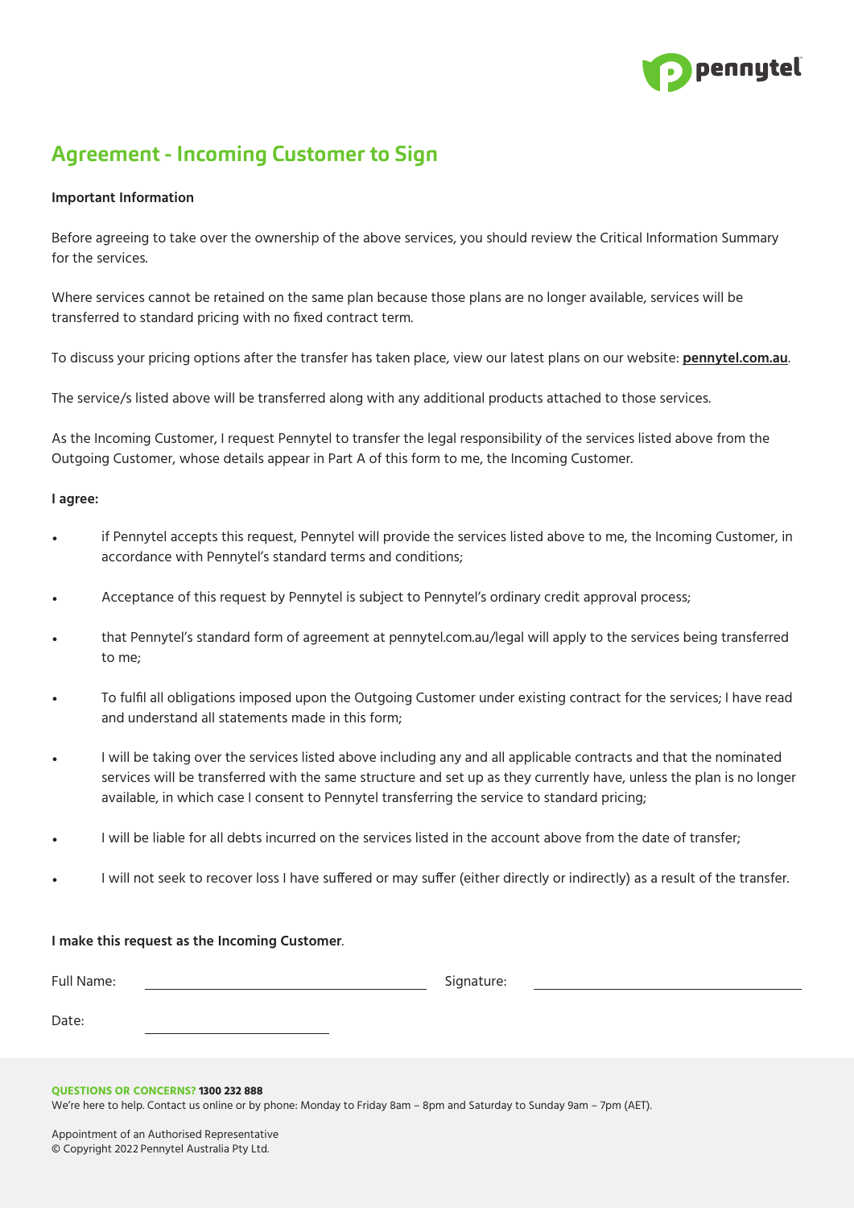# Agreement - Incoming Customer to Sign

**Important Information**

Before agreeing to take over the ownership of the above services, you should review the Critical Information Summary for the services.

Where services cannot be retained on the same plan because those plans are no longer available, services will be transferred to standard pricing with no fixed contract term.

To discuss your pricing options after the transfer has taken place, view our latest plans on our website: **pennytel.com.au**.

The service/s listed above will be transferred along with any additional products attached to those services.

As the Incoming Customer, I request Pennytel to transfer the legal responsibility of the services listed above from the Outgoing Customer, whose details appear in Part A of this form to me, the Incoming Customer.

**I agree:**

- if Pennytel accepts this request, Pennytel will provide the services listed above to me, the Incoming Customer, in accordance with Pennytel's standard terms and conditions;
- Acceptance of this request by Pennytel is subject to Pennytel's ordinary credit approval process;
- that Pennytel's standard form of agreement at pennytel.com.au/legal will apply to the services being transferred to me;
- To fulfil all obligations imposed upon the Outgoing Customer under existing contract for the services; I have read and understand all statements made in this form;
- I will be taking over the services listed above including any and all applicable contracts and that the nominated services will be transferred with the same structure and set up as they currently have, unless the plan is no longer available, in which case I consent to Pennytel transferring the service to standard pricing;
- I will be liable for all debts incurred on the services listed in the account above from the date of transfer;
- I will not seek to recover loss I have suffered or may suffer (either directly or indirectly) as a result of the transfer.

**I make this request as the Incoming Customer**.

Full Name: ______________________________ Signature: ______________________________

Date: ____________________

**QUESTIONS OR CONCERNS? 1300 232 888**
We're here to help. Contact us online or by phone: Monday to Friday 8am – 8pm and Saturday to Sunday 9am – 7pm (AET).

Appointment of an Authorised Representative
© Copyright 2022 Pennytel Australia Pty Ltd.